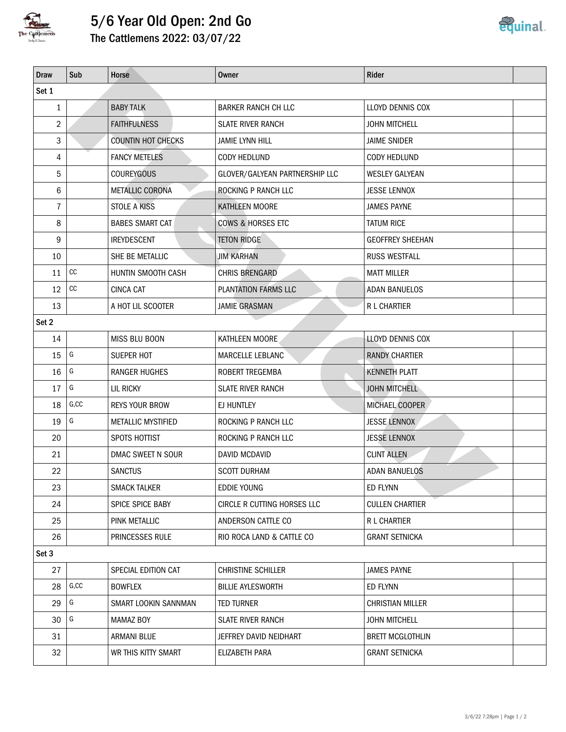# 5/6 Year Old Open: 2nd Go

## The Cattlemens 2022: 03/07/22

| Draw | Sub | Horse | Owner | Rider | |
|---|---|---|---|---|---|
| Set 1 | | | | | |
| 1 | | BABY TALK | BARKER RANCH CH LLC | LLOYD DENNIS COX | |
| 2 | | FAITHFULNESS | SLATE RIVER RANCH | JOHN MITCHELL | |
| 3 | | COUNTIN HOT CHECKS | JAMIE LYNN HILL | JAIME SNIDER | |
| 4 | | FANCY METELES | CODY HEDLUND | CODY HEDLUND | |
| 5 | | COUREYGOUS | GLOVER/GALYEAN PARTNERSHIP LLC | WESLEY GALYEAN | |
| 6 | | METALLIC CORONA | ROCKING P RANCH LLC | JESSE LENNOX | |
| 7 | | STOLE A KISS | KATHLEEN MOORE | JAMES PAYNE | |
| 8 | | BABES SMART CAT | COWS & HORSES ETC | TATUM RICE | |
| 9 | | IREYDESCENT | TETON RIDGE | GEOFFREY SHEEHAN | |
| 10 | | SHE BE METALLIC | JIM KARHAN | RUSS WESTFALL | |
| 11 | CC | HUNTIN SMOOTH CASH | CHRIS BRENGARD | MATT MILLER | |
| 12 | CC | CINCA CAT | PLANTATION FARMS LLC | ADAN BANUELOS | |
| 13 | | A HOT LIL SCOOTER | JAMIE GRASMAN | R L CHARTIER | |
| Set 2 | | | | | |
| 14 | | MISS BLU BOON | KATHLEEN MOORE | LLOYD DENNIS COX | |
| 15 | G | SUEPER HOT | MARCELLE LEBLANC | RANDY CHARTIER | |
| 16 | G | RANGER HUGHES | ROBERT TREGEMBA | KENNETH PLATT | |
| 17 | G | LIL RICKY | SLATE RIVER RANCH | JOHN MITCHELL | |
| 18 | G,CC | REYS YOUR BROW | EJ HUNTLEY | MICHAEL COOPER | |
| 19 | G | METALLIC MYSTIFIED | ROCKING P RANCH LLC | JESSE LENNOX | |
| 20 | | SPOTS HOTTIST | ROCKING P RANCH LLC | JESSE LENNOX | |
| 21 | | DMAC SWEET N SOUR | DAVID MCDAVID | CLINT ALLEN | |
| 22 | | SANCTUS | SCOTT DURHAM | ADAN BANUELOS | |
| 23 | | SMACK TALKER | EDDIE YOUNG | ED FLYNN | |
| 24 | | SPICE SPICE BABY | CIRCLE R CUTTING HORSES LLC | CULLEN CHARTIER | |
| 25 | | PINK METALLIC | ANDERSON CATTLE CO | R L CHARTIER | |
| 26 | | PRINCESSES RULE | RIO ROCA LAND & CATTLE CO | GRANT SETNICKA | |
| Set 3 | | | | | |
| 27 | | SPECIAL EDITION CAT | CHRISTINE SCHILLER | JAMES PAYNE | |
| 28 | G,CC | BOWFLEX | BILLIE AYLESWORTH | ED FLYNN | |
| 29 | G | SMART LOOKIN SANNMAN | TED TURNER | CHRISTIAN MILLER | |
| 30 | G | MAMAZ BOY | SLATE RIVER RANCH | JOHN MITCHELL | |
| 31 | | ARMANI BLUE | JEFFREY DAVID NEIDHART | BRETT MCGLOTHLIN | |
| 32 | | WR THIS KITTY SMART | ELIZABETH PARA | GRANT SETNICKA | |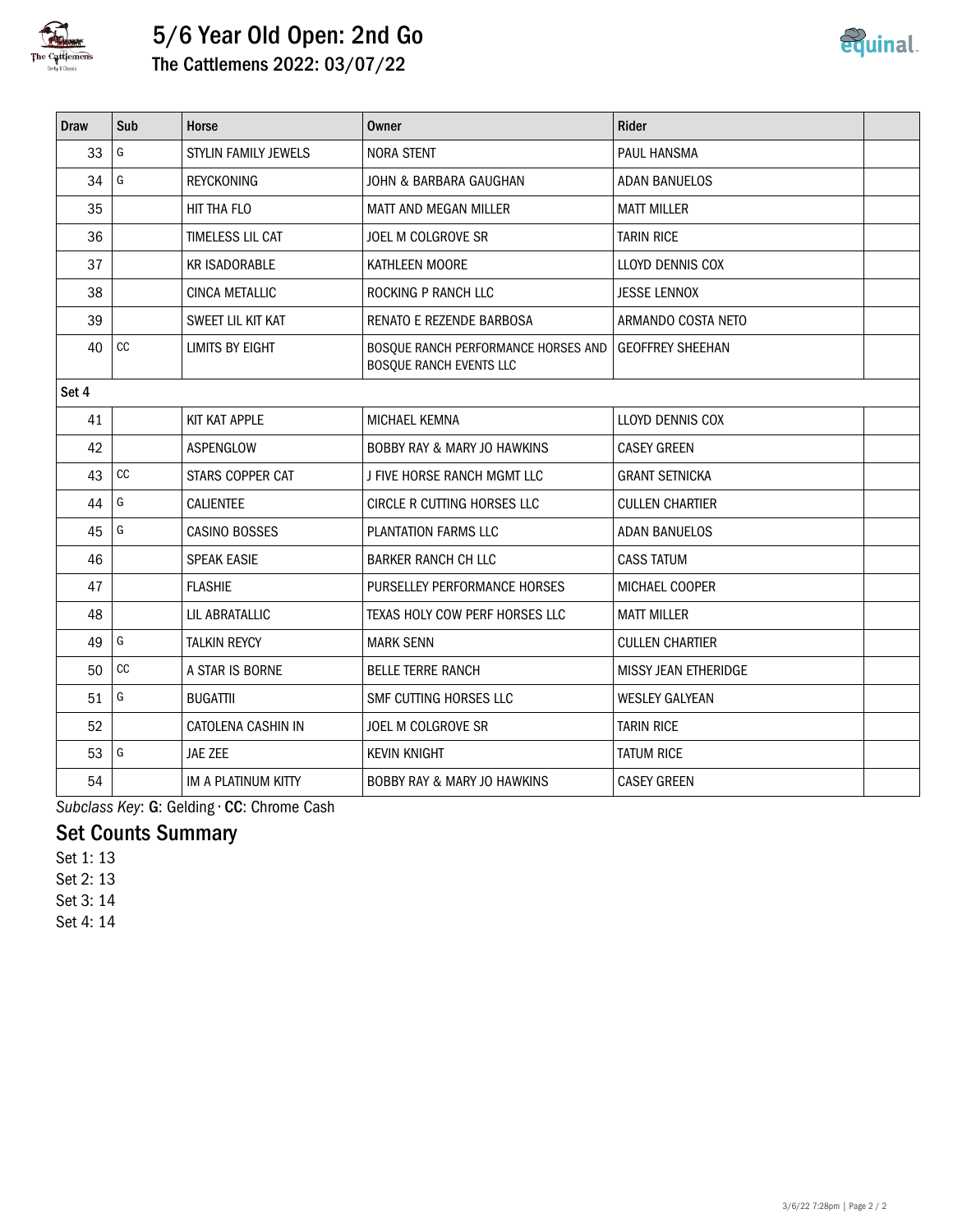# 5/6 Year Old Open: 2nd Go

## The Cattlemens 2022: 03/07/22

| Draw | Sub | Horse | Owner | Rider | |
|---|---|---|---|---|---|
| 33 | G | STYLIN FAMILY JEWELS | NORA STENT | PAUL HANSMA | |
| 34 | G | REYCKONING | JOHN & BARBARA GAUGHAN | ADAN BANUELOS | |
| 35 | | HIT THA FLO | MATT AND MEGAN MILLER | MATT MILLER | |
| 36 | | TIMELESS LIL CAT | JOEL M COLGROVE SR | TARIN RICE | |
| 37 | | KR ISADORABLE | KATHLEEN MOORE | LLOYD DENNIS COX | |
| 38 | | CINCA METALLIC | ROCKING P RANCH LLC | JESSE LENNOX | |
| 39 | | SWEET LIL KIT KAT | RENATO E REZENDE BARBOSA | ARMANDO COSTA NETO | |
| 40 | CC | LIMITS BY EIGHT | BOSQUE RANCH PERFORMANCE HORSES AND BOSQUE RANCH EVENTS LLC | GEOFFREY SHEEHAN | |
| Set 4 | | | | | |
| 41 | | KIT KAT APPLE | MICHAEL KEMNA | LLOYD DENNIS COX | |
| 42 | | ASPENGLOW | BOBBY RAY & MARY JO HAWKINS | CASEY GREEN | |
| 43 | CC | STARS COPPER CAT | J FIVE HORSE RANCH MGMT LLC | GRANT SETNICKA | |
| 44 | G | CALIENTEE | CIRCLE R CUTTING HORSES LLC | CULLEN CHARTIER | |
| 45 | G | CASINO BOSSES | PLANTATION FARMS LLC | ADAN BANUELOS | |
| 46 | | SPEAK EASIE | BARKER RANCH CH LLC | CASS TATUM | |
| 47 | | FLASHIE | PURSELLEY PERFORMANCE HORSES | MICHAEL COOPER | |
| 48 | | LIL ABRATALLIC | TEXAS HOLY COW PERF HORSES LLC | MATT MILLER | |
| 49 | G | TALKIN REYCY | MARK SENN | CULLEN CHARTIER | |
| 50 | CC | A STAR IS BORNE | BELLE TERRE RANCH | MISSY JEAN ETHERIDGE | |
| 51 | G | BUGATTII | SMF CUTTING HORSES LLC | WESLEY GALYEAN | |
| 52 | | CATOLENA CASHIN IN | JOEL M COLGROVE SR | TARIN RICE | |
| 53 | G | JAE ZEE | KEVIN KNIGHT | TATUM RICE | |
| 54 | | IM A PLATINUM KITTY | BOBBY RAY & MARY JO HAWKINS | CASEY GREEN | |

*Subclass Key*: **G**: Gelding · **CC**: Chrome Cash

## Set Counts Summary

Set 1: 13
Set 2: 13
Set 3: 14
Set 4: 14